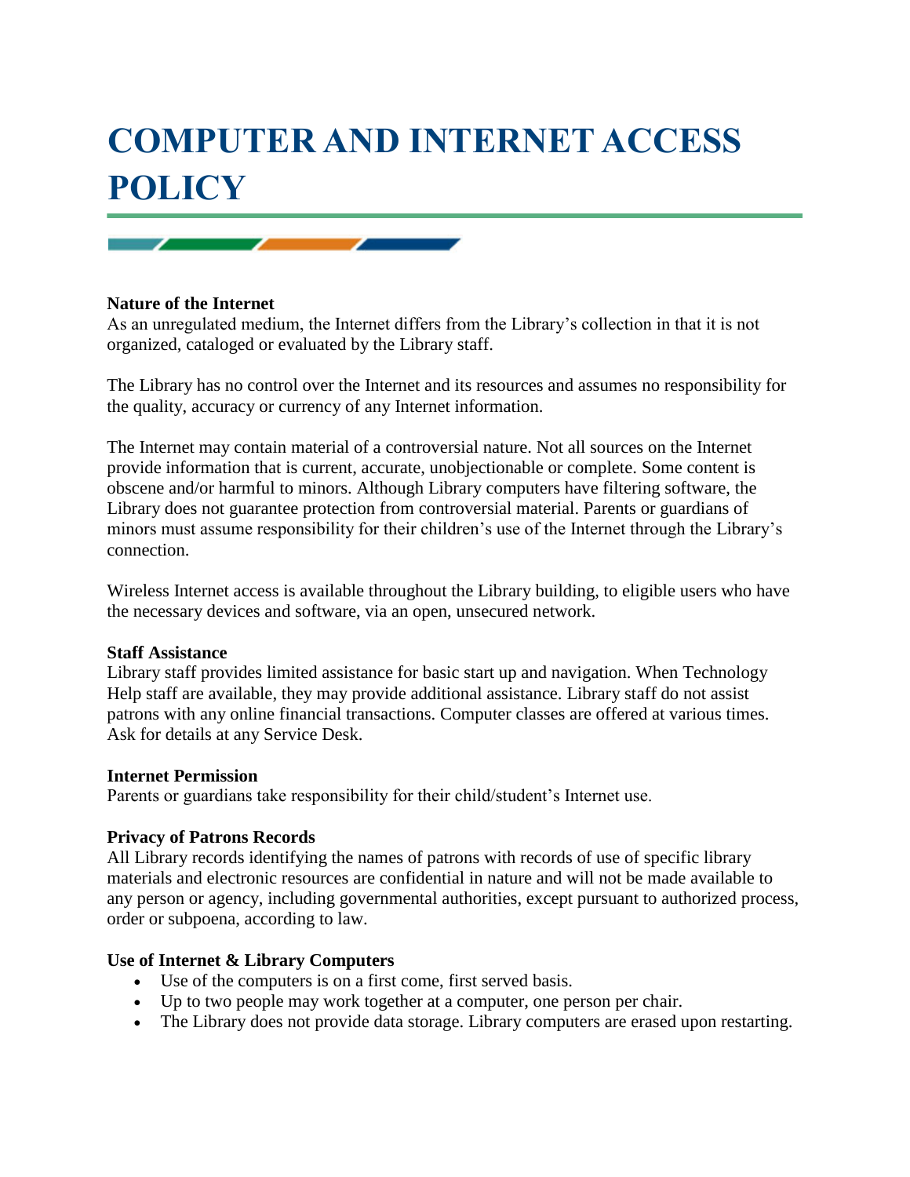# COMPUTER AND INTERNET ACCESS POLICY

**Nature of the Internet**
As an unregulated medium, the Internet differs from the Library's collection in that it is not organized, cataloged or evaluated by the Library staff.

The Library has no control over the Internet and its resources and assumes no responsibility for the quality, accuracy or currency of any Internet information.

The Internet may contain material of a controversial nature. Not all sources on the Internet provide information that is current, accurate, unobjectionable or complete. Some content is obscene and/or harmful to minors. Although Library computers have filtering software, the Library does not guarantee protection from controversial material. Parents or guardians of minors must assume responsibility for their children's use of the Internet through the Library's connection.

Wireless Internet access is available throughout the Library building, to eligible users who have the necessary devices and software, via an open, unsecured network.

**Staff Assistance**
Library staff provides limited assistance for basic start up and navigation. When Technology Help staff are available, they may provide additional assistance. Library staff do not assist patrons with any online financial transactions. Computer classes are offered at various times. Ask for details at any Service Desk.

**Internet Permission**
Parents or guardians take responsibility for their child/student's Internet use.

**Privacy of Patrons Records**
All Library records identifying the names of patrons with records of use of specific library materials and electronic resources are confidential in nature and will not be made available to any person or agency, including governmental authorities, except pursuant to authorized process, order or subpoena, according to law.

**Use of Internet & Library Computers**

- Use of the computers is on a first come, first served basis.
- Up to two people may work together at a computer, one person per chair.
- The Library does not provide data storage. Library computers are erased upon restarting.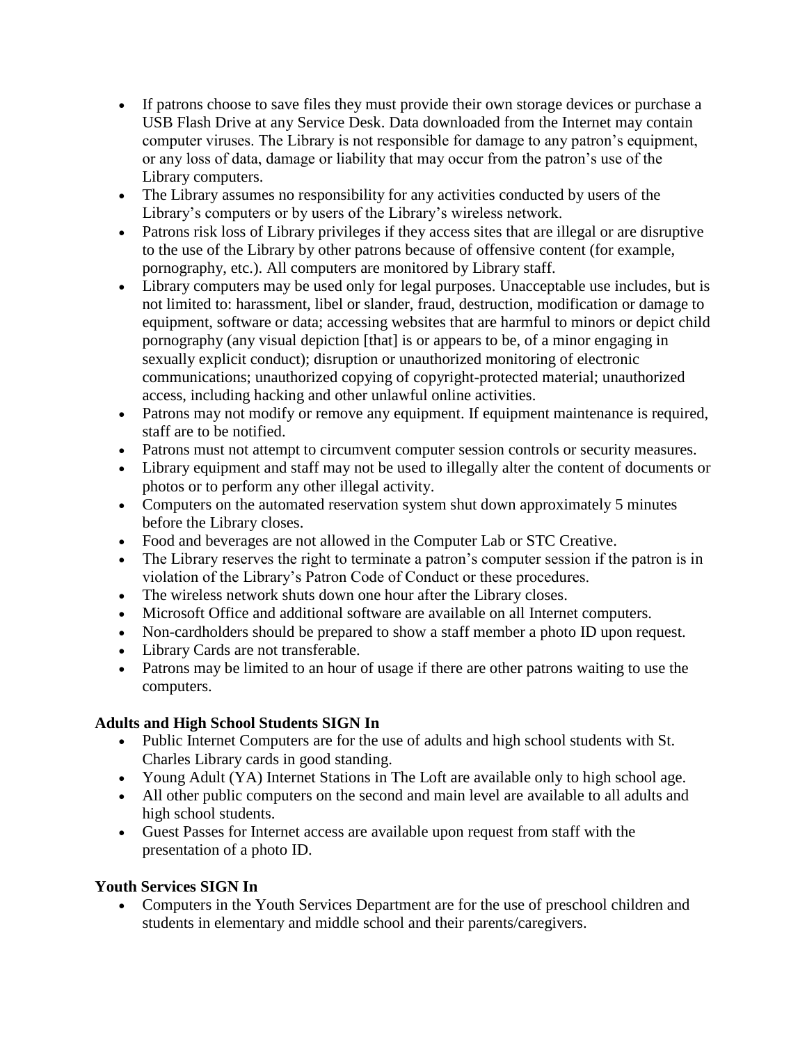- If patrons choose to save files they must provide their own storage devices or purchase a USB Flash Drive at any Service Desk. Data downloaded from the Internet may contain computer viruses. The Library is not responsible for damage to any patron's equipment, or any loss of data, damage or liability that may occur from the patron's use of the Library computers.
- The Library assumes no responsibility for any activities conducted by users of the Library's computers or by users of the Library's wireless network.
- Patrons risk loss of Library privileges if they access sites that are illegal or are disruptive to the use of the Library by other patrons because of offensive content (for example, pornography, etc.). All computers are monitored by Library staff.
- Library computers may be used only for legal purposes. Unacceptable use includes, but is not limited to: harassment, libel or slander, fraud, destruction, modification or damage to equipment, software or data; accessing websites that are harmful to minors or depict child pornography (any visual depiction [that] is or appears to be, of a minor engaging in sexually explicit conduct); disruption or unauthorized monitoring of electronic communications; unauthorized copying of copyright-protected material; unauthorized access, including hacking and other unlawful online activities.
- Patrons may not modify or remove any equipment. If equipment maintenance is required, staff are to be notified.
- Patrons must not attempt to circumvent computer session controls or security measures.
- Library equipment and staff may not be used to illegally alter the content of documents or photos or to perform any other illegal activity.
- Computers on the automated reservation system shut down approximately 5 minutes before the Library closes.
- Food and beverages are not allowed in the Computer Lab or STC Creative.
- The Library reserves the right to terminate a patron's computer session if the patron is in violation of the Library's Patron Code of Conduct or these procedures.
- The wireless network shuts down one hour after the Library closes.
- Microsoft Office and additional software are available on all Internet computers.
- Non-cardholders should be prepared to show a staff member a photo ID upon request.
- Library Cards are not transferable.
- Patrons may be limited to an hour of usage if there are other patrons waiting to use the computers.

**Adults and High School Students SIGN In**

- Public Internet Computers are for the use of adults and high school students with St. Charles Library cards in good standing.
- Young Adult (YA) Internet Stations in The Loft are available only to high school age.
- All other public computers on the second and main level are available to all adults and high school students.
- Guest Passes for Internet access are available upon request from staff with the presentation of a photo ID.

**Youth Services SIGN In**

- Computers in the Youth Services Department are for the use of preschool children and students in elementary and middle school and their parents/caregivers.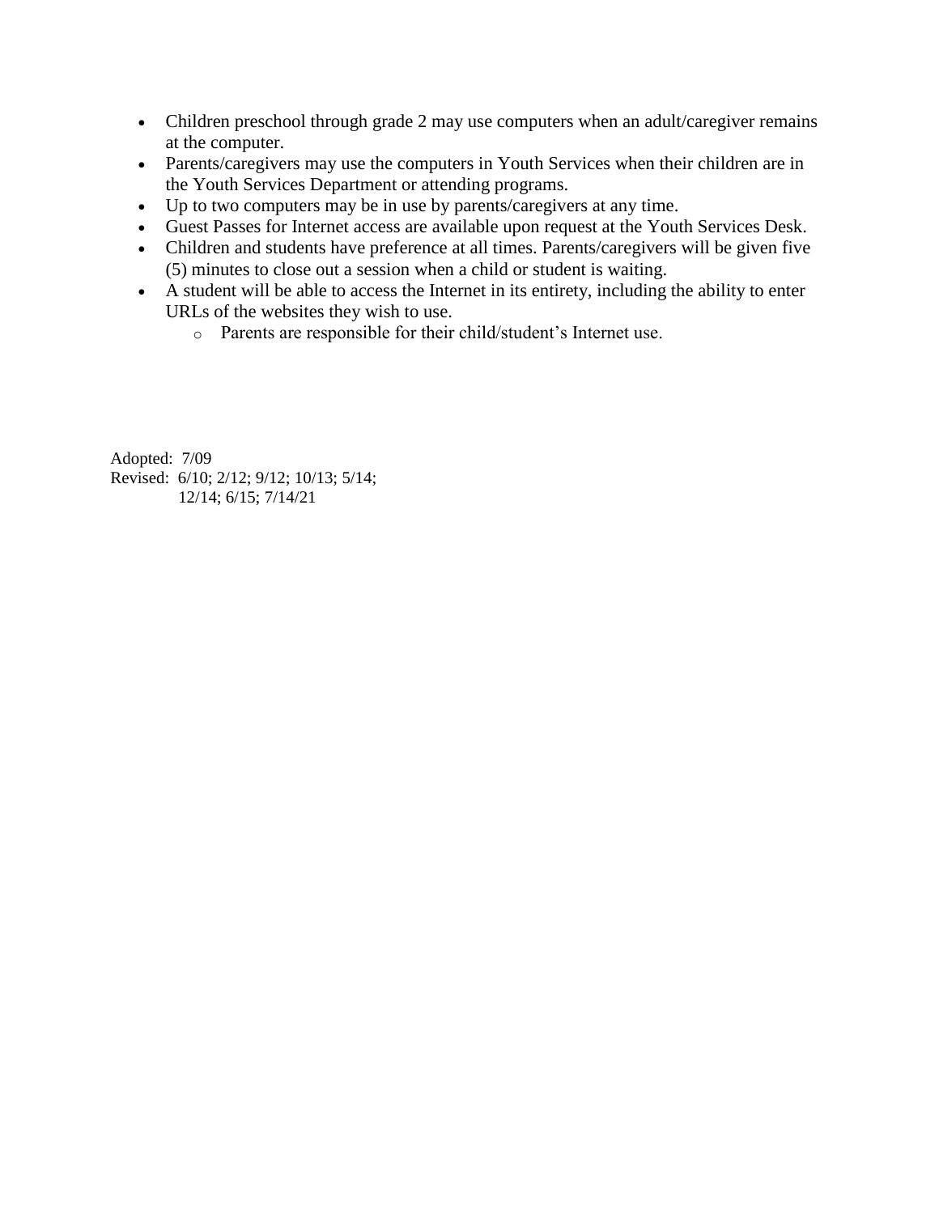- Children preschool through grade 2 may use computers when an adult/caregiver remains at the computer.
- Parents/caregivers may use the computers in Youth Services when their children are in the Youth Services Department or attending programs.
- Up to two computers may be in use by parents/caregivers at any time.
- Guest Passes for Internet access are available upon request at the Youth Services Desk.
- Children and students have preference at all times. Parents/caregivers will be given five (5) minutes to close out a session when a child or student is waiting.
- A student will be able to access the Internet in its entirety, including the ability to enter URLs of the websites they wish to use.
    - Parents are responsible for their child/student's Internet use.

Adopted: 7/09
Revised: 6/10; 2/12; 9/12; 10/13; 5/14; 12/14; 6/15; 7/14/21